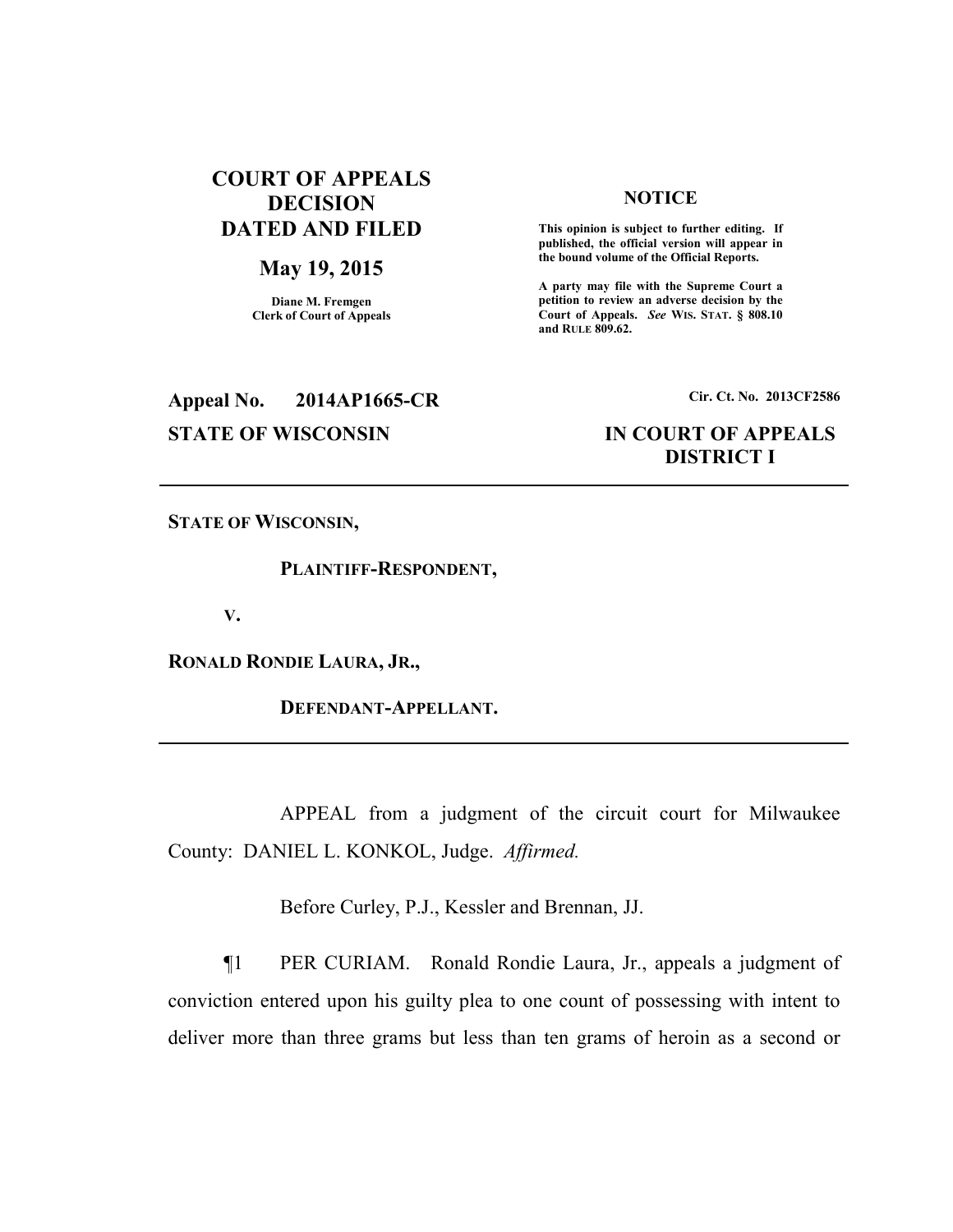**COURT OF APPEALS DECISION DATED AND FILED**

**May 19, 2015**

**Diane M. Fremgen**
**Clerk of Court of Appeals**

**NOTICE**

**This opinion is subject to further editing. If published, the official version will appear in the bound volume of the Official Reports.**

**A party may file with the Supreme Court a petition to review an adverse decision by the Court of Appeals.** ***See*** **WIS. STAT. § 808.10 and RULE 809.62.**

**Appeal No. 2014AP1665-CR**

**Cir. Ct. No. 2013CF2586**

**STATE OF WISCONSIN**

**IN COURT OF APPEALS**
**DISTRICT I**

---

**STATE OF WISCONSIN,**

**PLAINTIFF-RESPONDENT,**

**V.**

**RONALD RONDIE LAURA, JR.,**

**DEFENDANT-APPELLANT.**

---

APPEAL from a judgment of the circuit court for Milwaukee County: DANIEL L. KONKOL, Judge. *Affirmed.*

Before Curley, P.J., Kessler and Brennan, JJ.

¶1 PER CURIAM. Ronald Rondie Laura, Jr., appeals a judgment of conviction entered upon his guilty plea to one count of possessing with intent to deliver more than three grams but less than ten grams of heroin as a second or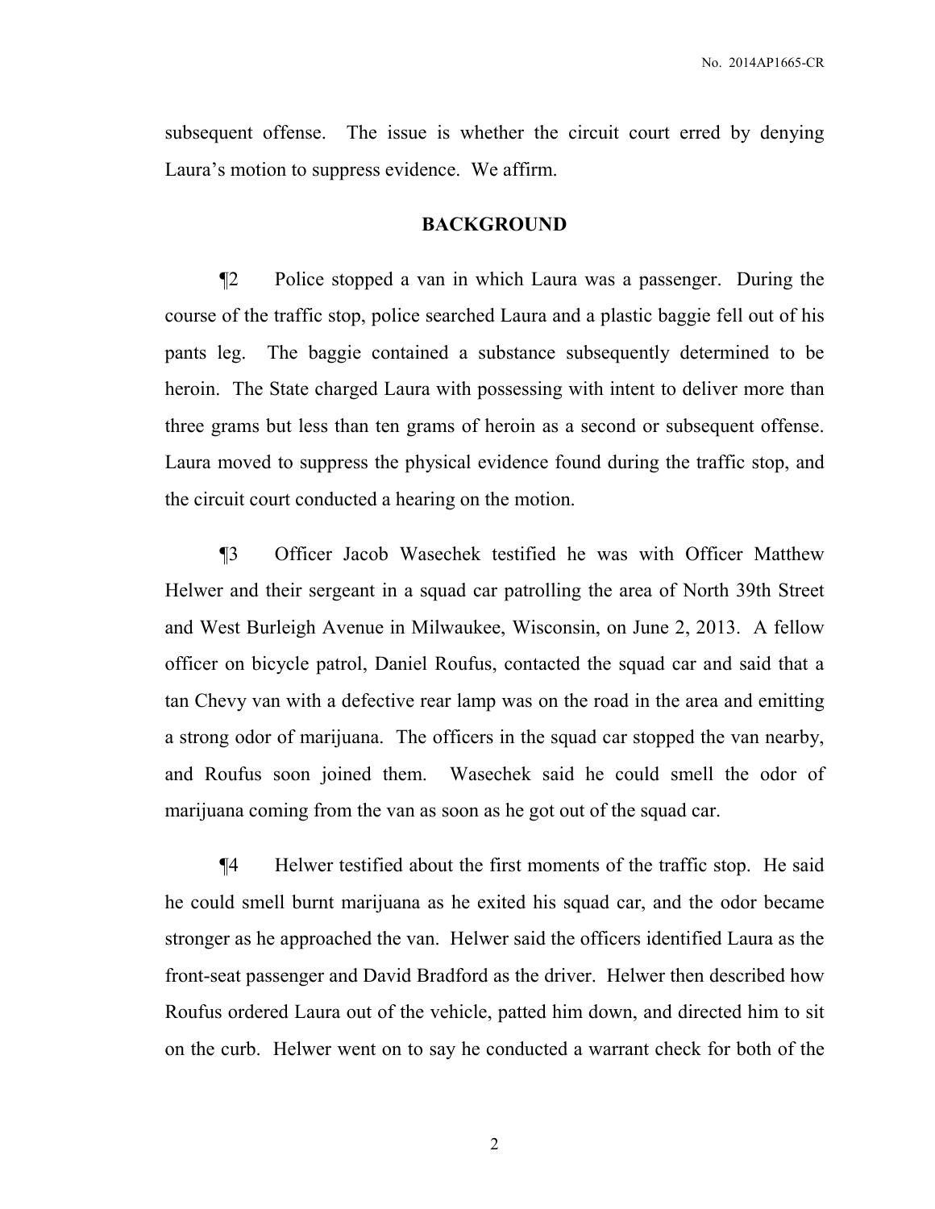subsequent offense. The issue is whether the circuit court erred by denying Laura's motion to suppress evidence. We affirm.

## BACKGROUND

¶2 Police stopped a van in which Laura was a passenger. During the course of the traffic stop, police searched Laura and a plastic baggie fell out of his pants leg. The baggie contained a substance subsequently determined to be heroin. The State charged Laura with possessing with intent to deliver more than three grams but less than ten grams of heroin as a second or subsequent offense. Laura moved to suppress the physical evidence found during the traffic stop, and the circuit court conducted a hearing on the motion.

¶3 Officer Jacob Wasechek testified he was with Officer Matthew Helwer and their sergeant in a squad car patrolling the area of North 39th Street and West Burleigh Avenue in Milwaukee, Wisconsin, on June 2, 2013. A fellow officer on bicycle patrol, Daniel Roufus, contacted the squad car and said that a tan Chevy van with a defective rear lamp was on the road in the area and emitting a strong odor of marijuana. The officers in the squad car stopped the van nearby, and Roufus soon joined them. Wasechek said he could smell the odor of marijuana coming from the van as soon as he got out of the squad car.

¶4 Helwer testified about the first moments of the traffic stop. He said he could smell burnt marijuana as he exited his squad car, and the odor became stronger as he approached the van. Helwer said the officers identified Laura as the front-seat passenger and David Bradford as the driver. Helwer then described how Roufus ordered Laura out of the vehicle, patted him down, and directed him to sit on the curb. Helwer went on to say he conducted a warrant check for both of the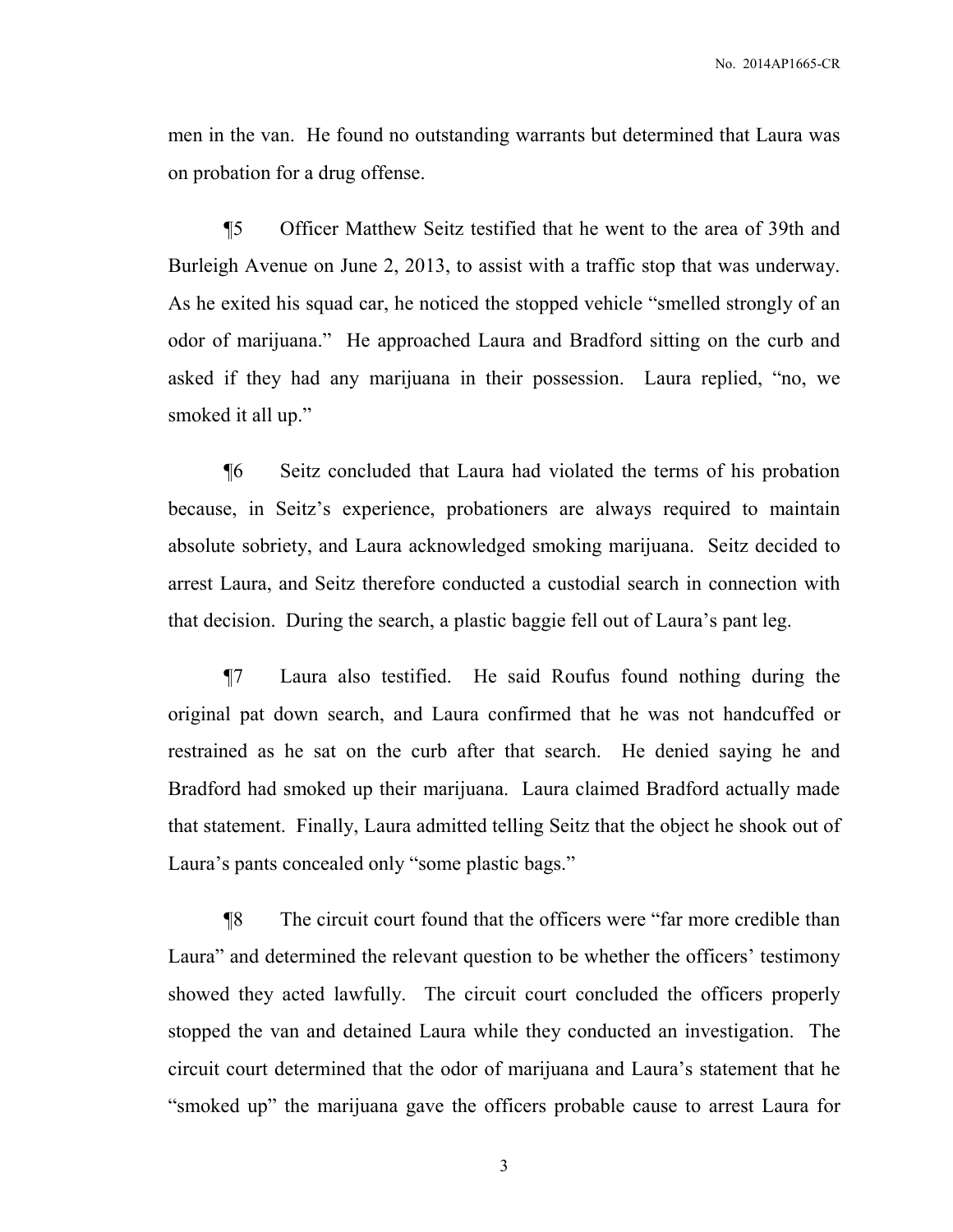men in the van. He found no outstanding warrants but determined that Laura was on probation for a drug offense.

¶5 Officer Matthew Seitz testified that he went to the area of 39th and Burleigh Avenue on June 2, 2013, to assist with a traffic stop that was underway. As he exited his squad car, he noticed the stopped vehicle "smelled strongly of an odor of marijuana." He approached Laura and Bradford sitting on the curb and asked if they had any marijuana in their possession. Laura replied, "no, we smoked it all up."

¶6 Seitz concluded that Laura had violated the terms of his probation because, in Seitz's experience, probationers are always required to maintain absolute sobriety, and Laura acknowledged smoking marijuana. Seitz decided to arrest Laura, and Seitz therefore conducted a custodial search in connection with that decision. During the search, a plastic baggie fell out of Laura's pant leg.

¶7 Laura also testified. He said Roufus found nothing during the original pat down search, and Laura confirmed that he was not handcuffed or restrained as he sat on the curb after that search. He denied saying he and Bradford had smoked up their marijuana. Laura claimed Bradford actually made that statement. Finally, Laura admitted telling Seitz that the object he shook out of Laura's pants concealed only "some plastic bags."

¶8 The circuit court found that the officers were "far more credible than Laura" and determined the relevant question to be whether the officers' testimony showed they acted lawfully. The circuit court concluded the officers properly stopped the van and detained Laura while they conducted an investigation. The circuit court determined that the odor of marijuana and Laura's statement that he "smoked up" the marijuana gave the officers probable cause to arrest Laura for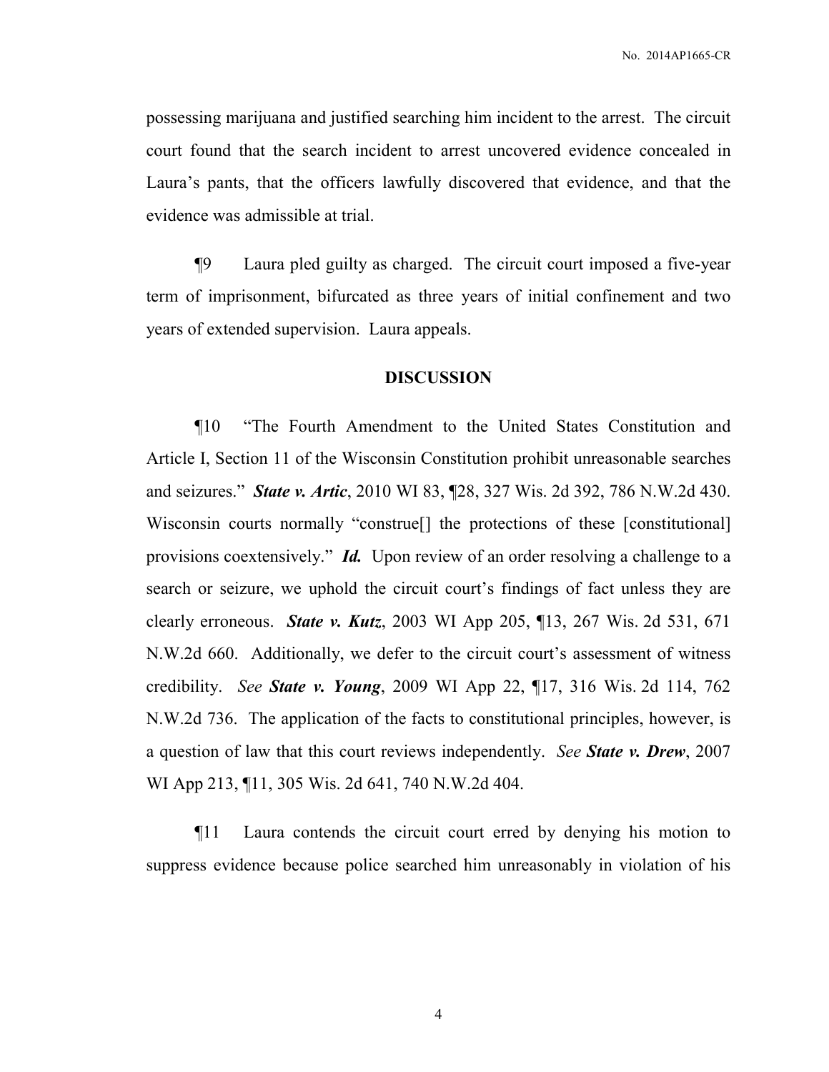possessing marijuana and justified searching him incident to the arrest. The circuit court found that the search incident to arrest uncovered evidence concealed in Laura's pants, that the officers lawfully discovered that evidence, and that the evidence was admissible at trial.

¶9 Laura pled guilty as charged. The circuit court imposed a five-year term of imprisonment, bifurcated as three years of initial confinement and two years of extended supervision. Laura appeals.

## DISCUSSION

¶10 "The Fourth Amendment to the United States Constitution and Article I, Section 11 of the Wisconsin Constitution prohibit unreasonable searches and seizures." ***State v. Artic***, 2010 WI 83, ¶28, 327 Wis. 2d 392, 786 N.W.2d 430. Wisconsin courts normally "construe[] the protections of these [constitutional] provisions coextensively." ***Id.*** Upon review of an order resolving a challenge to a search or seizure, we uphold the circuit court's findings of fact unless they are clearly erroneous. ***State v. Kutz***, 2003 WI App 205, ¶13, 267 Wis. 2d 531, 671 N.W.2d 660. Additionally, we defer to the circuit court's assessment of witness credibility. *See* ***State v. Young***, 2009 WI App 22, ¶17, 316 Wis. 2d 114, 762 N.W.2d 736. The application of the facts to constitutional principles, however, is a question of law that this court reviews independently. *See* ***State v. Drew***, 2007 WI App 213, ¶11, 305 Wis. 2d 641, 740 N.W.2d 404.

¶11 Laura contends the circuit court erred by denying his motion to suppress evidence because police searched him unreasonably in violation of his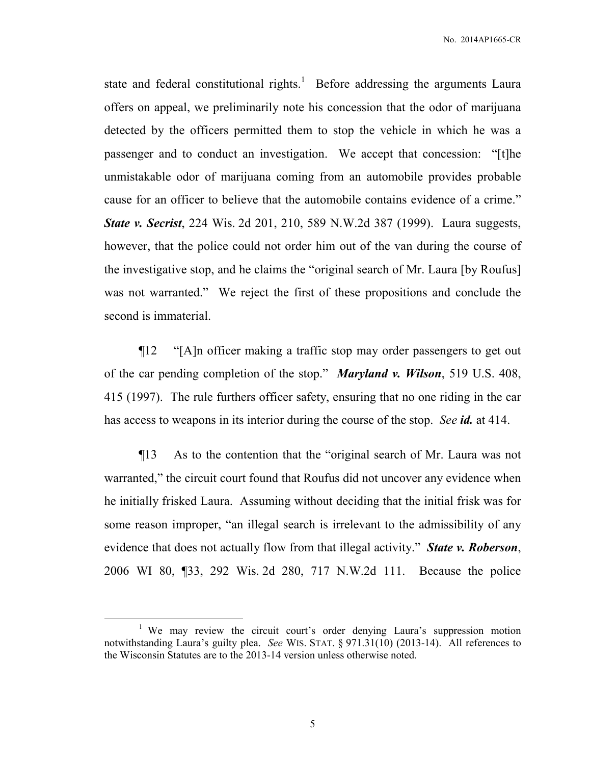state and federal constitutional rights.[1] Before addressing the arguments Laura offers on appeal, we preliminarily note his concession that the odor of marijuana detected by the officers permitted them to stop the vehicle in which he was a passenger and to conduct an investigation. We accept that concession: "[t]he unmistakable odor of marijuana coming from an automobile provides probable cause for an officer to believe that the automobile contains evidence of a crime." ***State v. Secrist***, 224 Wis. 2d 201, 210, 589 N.W.2d 387 (1999). Laura suggests, however, that the police could not order him out of the van during the course of the investigative stop, and he claims the "original search of Mr. Laura [by Roufus] was not warranted." We reject the first of these propositions and conclude the second is immaterial.

¶12 "[A]n officer making a traffic stop may order passengers to get out of the car pending completion of the stop." ***Maryland v. Wilson***, 519 U.S. 408, 415 (1997). The rule furthers officer safety, ensuring that no one riding in the car has access to weapons in its interior during the course of the stop. *See* ***id.*** at 414.

¶13 As to the contention that the "original search of Mr. Laura was not warranted," the circuit court found that Roufus did not uncover any evidence when he initially frisked Laura. Assuming without deciding that the initial frisk was for some reason improper, "an illegal search is irrelevant to the admissibility of any evidence that does not actually flow from that illegal activity." ***State v. Roberson***, 2006 WI 80, ¶33, 292 Wis. 2d 280, 717 N.W.2d 111. Because the police

---

[1] We may review the circuit court's order denying Laura's suppression motion notwithstanding Laura's guilty plea. *See* WIS. STAT. § 971.31(10) (2013-14). All references to the Wisconsin Statutes are to the 2013-14 version unless otherwise noted.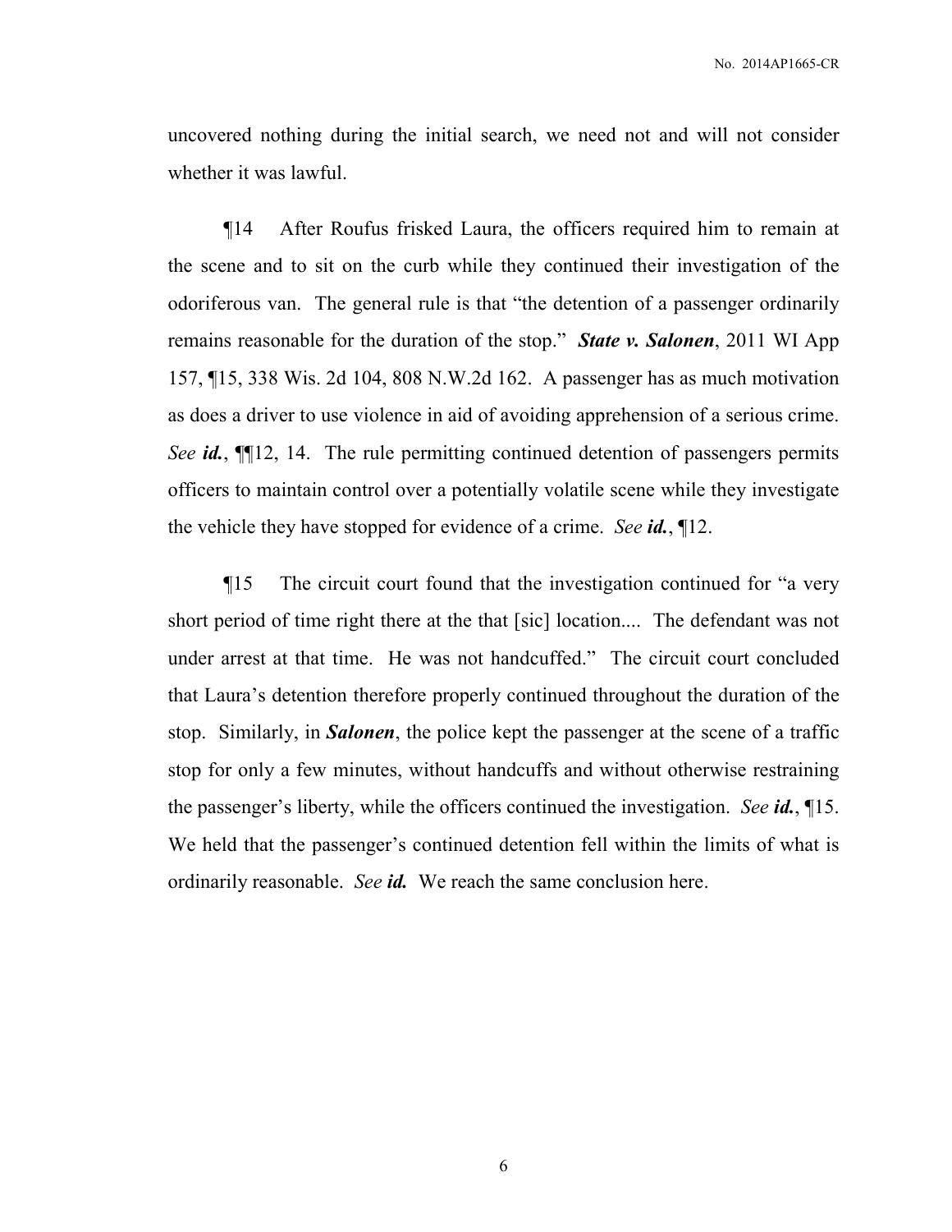uncovered nothing during the initial search, we need not and will not consider whether it was lawful.

¶14 After Roufus frisked Laura, the officers required him to remain at the scene and to sit on the curb while they continued their investigation of the odoriferous van. The general rule is that "the detention of a passenger ordinarily remains reasonable for the duration of the stop." ***State v. Salonen***, 2011 WI App 157, ¶15, 338 Wis. 2d 104, 808 N.W.2d 162. A passenger has as much motivation as does a driver to use violence in aid of avoiding apprehension of a serious crime. *See* ***id.***, ¶¶12, 14. The rule permitting continued detention of passengers permits officers to maintain control over a potentially volatile scene while they investigate the vehicle they have stopped for evidence of a crime. *See* ***id.***, ¶12.

¶15 The circuit court found that the investigation continued for "a very short period of time right there at the that [sic] location.... The defendant was not under arrest at that time. He was not handcuffed." The circuit court concluded that Laura's detention therefore properly continued throughout the duration of the stop. Similarly, in ***Salonen***, the police kept the passenger at the scene of a traffic stop for only a few minutes, without handcuffs and without otherwise restraining the passenger's liberty, while the officers continued the investigation. *See* ***id.***, ¶15. We held that the passenger's continued detention fell within the limits of what is ordinarily reasonable. *See* ***id.*** We reach the same conclusion here.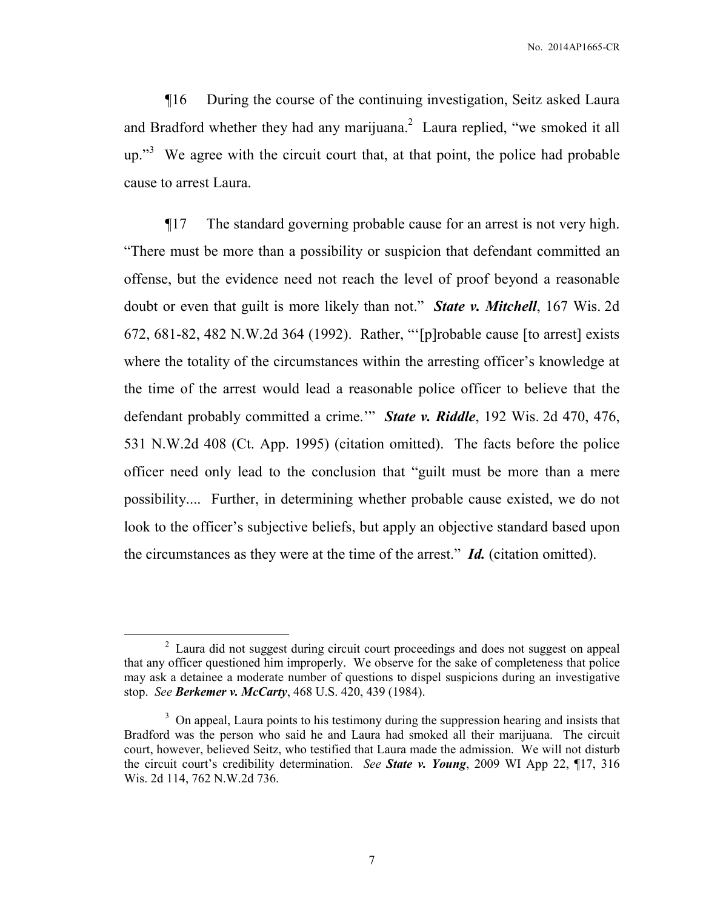¶16 During the course of the continuing investigation, Seitz asked Laura and Bradford whether they had any marijuana.[2] Laura replied, "we smoked it all up."[3] We agree with the circuit court that, at that point, the police had probable cause to arrest Laura.

¶17 The standard governing probable cause for an arrest is not very high. "There must be more than a possibility or suspicion that defendant committed an offense, but the evidence need not reach the level of proof beyond a reasonable doubt or even that guilt is more likely than not." ***State v. Mitchell***, 167 Wis. 2d 672, 681-82, 482 N.W.2d 364 (1992). Rather, "'[p]robable cause [to arrest] exists where the totality of the circumstances within the arresting officer's knowledge at the time of the arrest would lead a reasonable police officer to believe that the defendant probably committed a crime.'" ***State v. Riddle***, 192 Wis. 2d 470, 476, 531 N.W.2d 408 (Ct. App. 1995) (citation omitted). The facts before the police officer need only lead to the conclusion that "guilt must be more than a mere possibility.... Further, in determining whether probable cause existed, we do not look to the officer's subjective beliefs, but apply an objective standard based upon the circumstances as they were at the time of the arrest." ***Id.*** (citation omitted).

---

[2] Laura did not suggest during circuit court proceedings and does not suggest on appeal that any officer questioned him improperly. We observe for the sake of completeness that police may ask a detainee a moderate number of questions to dispel suspicions during an investigative stop. *See* ***Berkemer v. McCarty***, 468 U.S. 420, 439 (1984).

[3] On appeal, Laura points to his testimony during the suppression hearing and insists that Bradford was the person who said he and Laura had smoked all their marijuana. The circuit court, however, believed Seitz, who testified that Laura made the admission. We will not disturb the circuit court's credibility determination. *See* ***State v. Young***, 2009 WI App 22, ¶17, 316 Wis. 2d 114, 762 N.W.2d 736.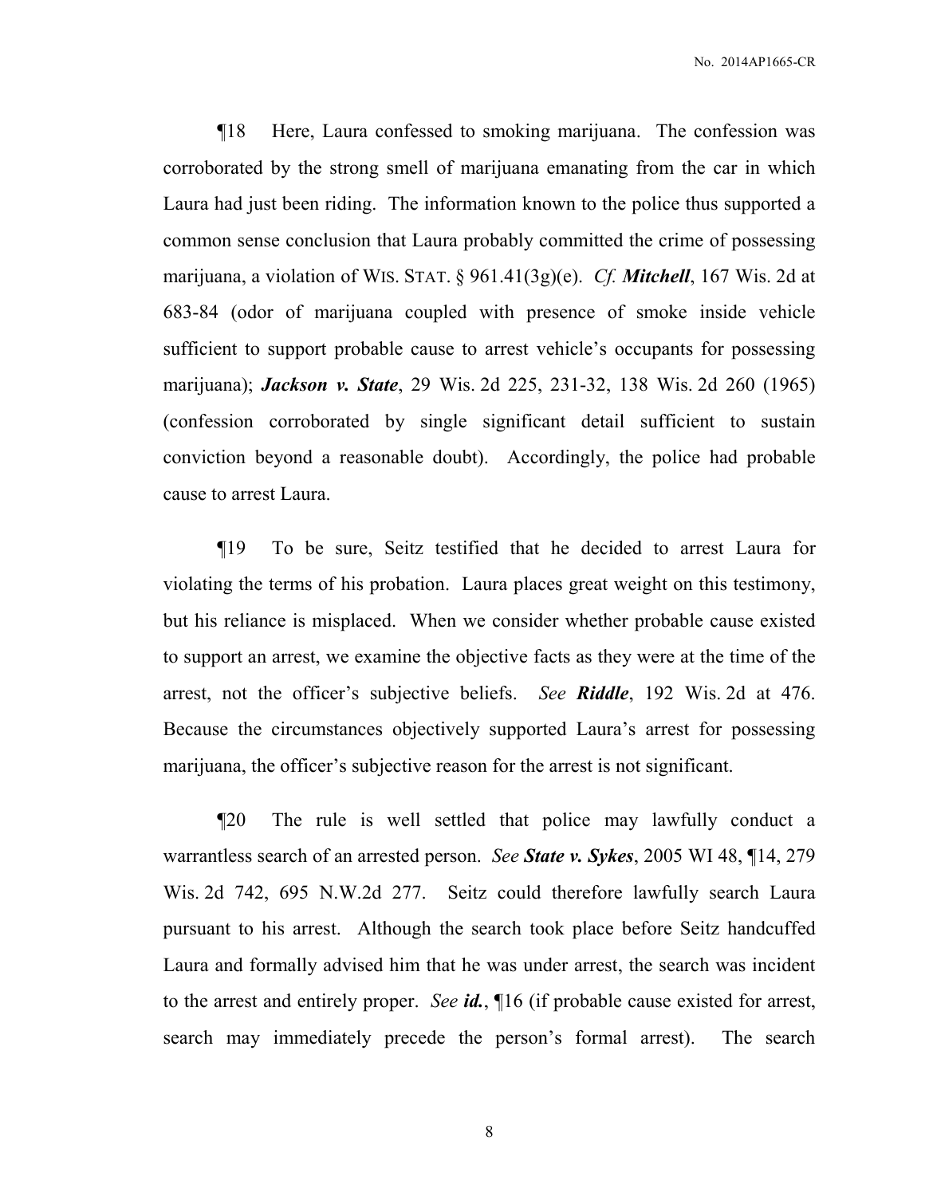¶18 Here, Laura confessed to smoking marijuana. The confession was corroborated by the strong smell of marijuana emanating from the car in which Laura had just been riding. The information known to the police thus supported a common sense conclusion that Laura probably committed the crime of possessing marijuana, a violation of WIS. STAT. § 961.41(3g)(e). *Cf.* ***Mitchell***, 167 Wis. 2d at 683-84 (odor of marijuana coupled with presence of smoke inside vehicle sufficient to support probable cause to arrest vehicle's occupants for possessing marijuana); ***Jackson v. State***, 29 Wis. 2d 225, 231-32, 138 Wis. 2d 260 (1965) (confession corroborated by single significant detail sufficient to sustain conviction beyond a reasonable doubt). Accordingly, the police had probable cause to arrest Laura.

¶19 To be sure, Seitz testified that he decided to arrest Laura for violating the terms of his probation. Laura places great weight on this testimony, but his reliance is misplaced. When we consider whether probable cause existed to support an arrest, we examine the objective facts as they were at the time of the arrest, not the officer's subjective beliefs. *See* ***Riddle***, 192 Wis. 2d at 476. Because the circumstances objectively supported Laura's arrest for possessing marijuana, the officer's subjective reason for the arrest is not significant.

¶20 The rule is well settled that police may lawfully conduct a warrantless search of an arrested person. *See* ***State v. Sykes***, 2005 WI 48, ¶14, 279 Wis. 2d 742, 695 N.W.2d 277. Seitz could therefore lawfully search Laura pursuant to his arrest. Although the search took place before Seitz handcuffed Laura and formally advised him that he was under arrest, the search was incident to the arrest and entirely proper. *See* ***id.***, ¶16 (if probable cause existed for arrest, search may immediately precede the person's formal arrest). The search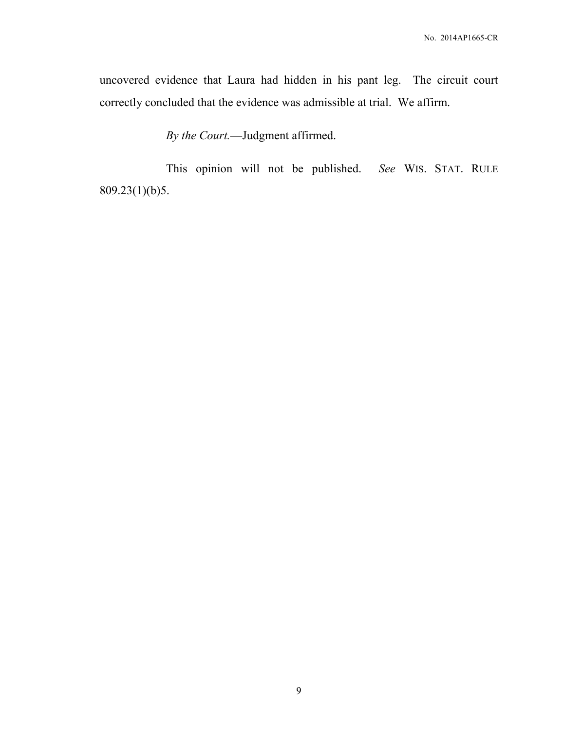uncovered evidence that Laura had hidden in his pant leg. The circuit court correctly concluded that the evidence was admissible at trial. We affirm.

*By the Court.*—Judgment affirmed.

This opinion will not be published. *See* WIS. STAT. RULE 809.23(1)(b)5.